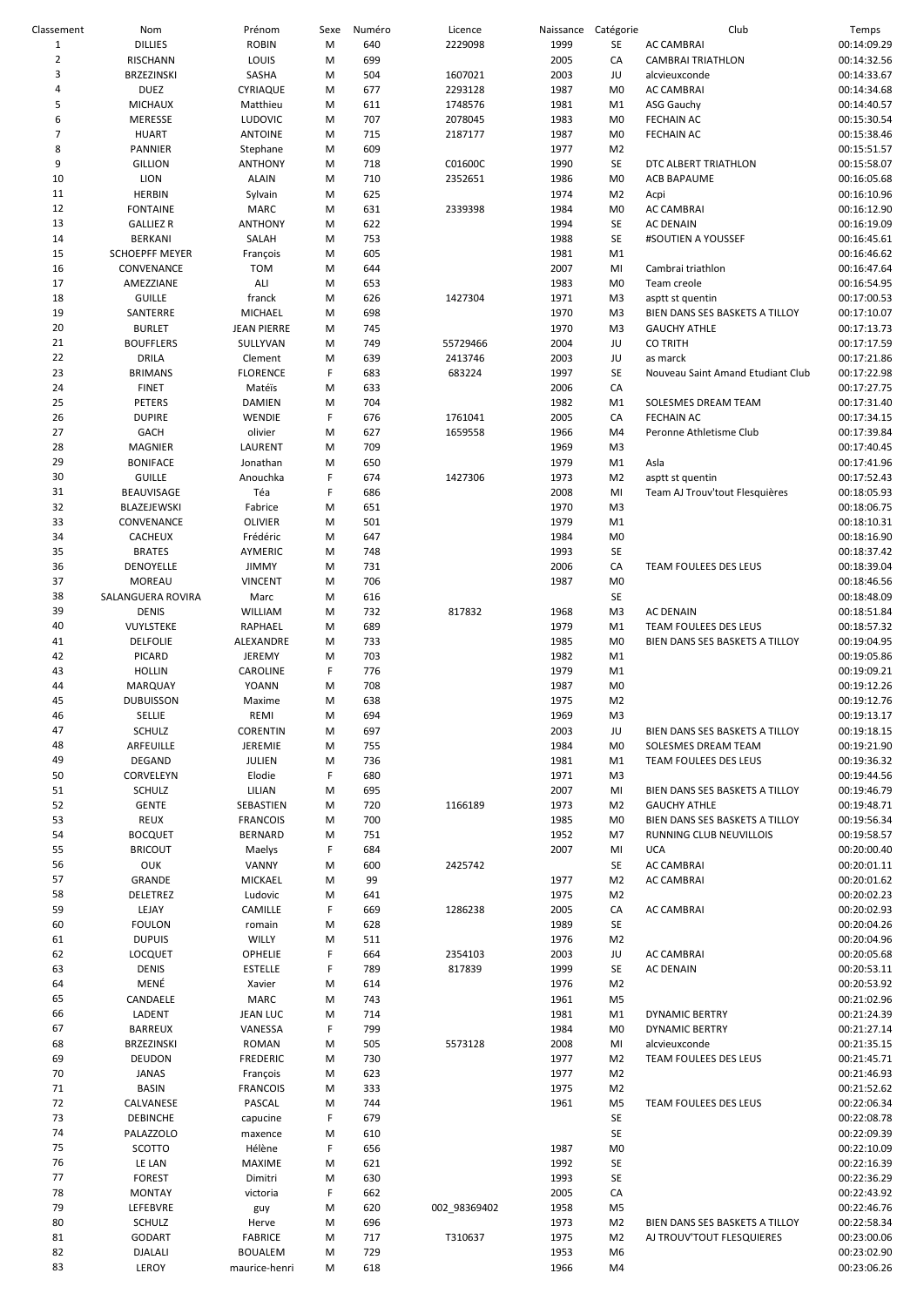| Classement | Nom | Prénom | Sexe | Numéro | Licence | Naissance | Catégorie | Club | Temps |
|---|---|---|---|---|---|---|---|---|---|
| 1 | DILLIES | ROBIN | M | 640 | 2229098 | 1999 | SE | AC CAMBRAI | 00:14:09.29 |
| 2 | RISCHANN | LOUIS | M | 699 | | 2005 | CA | CAMBRAI TRIATHLON | 00:14:32.56 |
| 3 | BRZEZINSKI | SASHA | M | 504 | 1607021 | 2003 | JU | alcvieuxconde | 00:14:33.67 |
| 4 | DUEZ | CYRIAQUE | M | 677 | 2293128 | 1987 | M0 | AC CAMBRAI | 00:14:34.68 |
| 5 | MICHAUX | Matthieu | M | 611 | 1748576 | 1981 | M1 | ASG Gauchy | 00:14:40.57 |
| 6 | MERESSE | LUDOVIC | M | 707 | 2078045 | 1983 | M0 | FECHAIN AC | 00:15:30.54 |
| 7 | HUART | ANTOINE | M | 715 | 2187177 | 1987 | M0 | FECHAIN AC | 00:15:38.46 |
| 8 | PANNIER | Stephane | M | 609 | | 1977 | M2 | | 00:15:51.57 |
| 9 | GILLION | ANTHONY | M | 718 | C01600C | 1990 | SE | DTC ALBERT TRIATHLON | 00:15:58.07 |
| 10 | LION | ALAIN | M | 710 | 2352651 | 1986 | M0 | ACB BAPAUME | 00:16:05.68 |
| 11 | HERBIN | Sylvain | M | 625 | | 1974 | M2 | Acpi | 00:16:10.96 |
| 12 | FONTAINE | MARC | M | 631 | 2339398 | 1984 | M0 | AC CAMBRAI | 00:16:12.90 |
| 13 | GALLIEZ R | ANTHONY | M | 622 | | 1994 | SE | AC DENAIN | 00:16:19.09 |
| 14 | BERKANI | SALAH | M | 753 | | 1988 | SE | #SOUTIEN A YOUSSEF | 00:16:45.61 |
| 15 | SCHOEPFF MEYER | François | M | 605 | | 1981 | M1 | | 00:16:46.62 |
| 16 | CONVENANCE | TOM | M | 644 | | 2007 | MI | Cambrai triathlon | 00:16:47.64 |
| 17 | AMEZZIANE | ALI | M | 653 | | 1983 | M0 | Team creole | 00:16:54.95 |
| 18 | GUILLE | franck | M | 626 | 1427304 | 1971 | M3 | asptt st quentin | 00:17:00.53 |
| 19 | SANTERRE | MICHAEL | M | 698 | | 1970 | M3 | BIEN DANS SES BASKETS A TILLOY | 00:17:10.07 |
| 20 | BURLET | JEAN PIERRE | M | 745 | | 1970 | M3 | GAUCHY ATHLE | 00:17:13.73 |
| 21 | BOUFFLERS | SULLYVAN | M | 749 | 55729466 | 2004 | JU | CO TRITH | 00:17:17.59 |
| 22 | DRILA | Clement | M | 639 | 2413746 | 2003 | JU | as marck | 00:17:21.86 |
| 23 | BRIMANS | FLORENCE | F | 683 | 683224 | 1997 | SE | Nouveau Saint Amand Etudiant Club | 00:17:22.98 |
| 24 | FINET | Matéïs | M | 633 | | 2006 | CA | | 00:17:27.75 |
| 25 | PETERS | DAMIEN | M | 704 | | 1982 | M1 | SOLESMES DREAM TEAM | 00:17:31.40 |
| 26 | DUPIRE | WENDIE | F | 676 | 1761041 | 2005 | CA | FECHAIN AC | 00:17:34.15 |
| 27 | GACH | olivier | M | 627 | 1659558 | 1966 | M4 | Peronne Athletisme Club | 00:17:39.84 |
| 28 | MAGNIER | LAURENT | M | 709 | | 1969 | M3 | | 00:17:40.45 |
| 29 | BONIFACE | Jonathan | M | 650 | | 1979 | M1 | Asla | 00:17:41.96 |
| 30 | GUILLE | Anouchka | F | 674 | 1427306 | 1973 | M2 | asptt st quentin | 00:17:52.43 |
| 31 | BEAUVISAGE | Téa | F | 686 | | 2008 | MI | Team AJ Trouv'tout Flesquières | 00:18:05.93 |
| 32 | BLAZEJEWSKI | Fabrice | M | 651 | | 1970 | M3 | | 00:18:06.75 |
| 33 | CONVENANCE | OLIVIER | M | 501 | | 1979 | M1 | | 00:18:10.31 |
| 34 | CACHEUX | Frédéric | M | 647 | | 1984 | M0 | | 00:18:16.90 |
| 35 | BRATES | AYMERIC | M | 748 | | 1993 | SE | | 00:18:37.42 |
| 36 | DENOYELLE | JIMMY | M | 731 | | 2006 | CA | TEAM FOULEES DES LEUS | 00:18:39.04 |
| 37 | MOREAU | VINCENT | M | 706 | | 1987 | M0 | | 00:18:46.56 |
| 38 | SALANGUERA ROVIRA | Marc | M | 616 | | | SE | | 00:18:48.09 |
| 39 | DENIS | WILLIAM | M | 732 | 817832 | 1968 | M3 | AC DENAIN | 00:18:51.84 |
| 40 | VUYLSTEKE | RAPHAEL | M | 689 | | 1979 | M1 | TEAM FOULEES DES LEUS | 00:18:57.32 |
| 41 | DELFOLIE | ALEXANDRE | M | 733 | | 1985 | M0 | BIEN DANS SES BASKETS A TILLOY | 00:19:04.95 |
| 42 | PICARD | JEREMY | M | 703 | | 1982 | M1 | | 00:19:05.86 |
| 43 | HOLLIN | CAROLINE | F | 776 | | 1979 | M1 | | 00:19:09.21 |
| 44 | MARQUAY | YOANN | M | 708 | | 1987 | M0 | | 00:19:12.26 |
| 45 | DUBUISSON | Maxime | M | 638 | | 1975 | M2 | | 00:19:12.76 |
| 46 | SELLIE | REMI | M | 694 | | 1969 | M3 | | 00:19:13.17 |
| 47 | SCHULZ | CORENTIN | M | 697 | | 2003 | JU | BIEN DANS SES BASKETS A TILLOY | 00:19:18.15 |
| 48 | ARFEUILLE | JEREMIE | M | 755 | | 1984 | M0 | SOLESMES DREAM TEAM | 00:19:21.90 |
| 49 | DEGAND | JULIEN | M | 736 | | 1981 | M1 | TEAM FOULEES DES LEUS | 00:19:36.32 |
| 50 | CORVELEYN | Elodie | F | 680 | | 1971 | M3 | | 00:19:44.56 |
| 51 | SCHULZ | LILIAN | M | 695 | | 2007 | MI | BIEN DANS SES BASKETS A TILLOY | 00:19:46.79 |
| 52 | GENTE | SEBASTIEN | M | 720 | 1166189 | 1973 | M2 | GAUCHY ATHLE | 00:19:48.71 |
| 53 | REUX | FRANCOIS | M | 700 | | 1985 | M0 | BIEN DANS SES BASKETS A TILLOY | 00:19:56.34 |
| 54 | BOCQUET | BERNARD | M | 751 | | 1952 | M7 | RUNNING CLUB NEUVILLOIS | 00:19:58.57 |
| 55 | BRICOUT | Maelys | F | 684 | | 2007 | MI | UCA | 00:20:00.40 |
| 56 | OUK | VANNY | M | 600 | 2425742 | | SE | AC CAMBRAI | 00:20:01.11 |
| 57 | GRANDE | MICKAEL | M | 99 | | 1977 | M2 | AC CAMBRAI | 00:20:01.62 |
| 58 | DELETREZ | Ludovic | M | 641 | | 1975 | M2 | | 00:20:02.23 |
| 59 | LEJAY | CAMILLE | F | 669 | 1286238 | 2005 | CA | AC CAMBRAI | 00:20:02.93 |
| 60 | FOULON | romain | M | 628 | | 1989 | SE | | 00:20:04.26 |
| 61 | DUPUIS | WILLY | M | 511 | | 1976 | M2 | | 00:20:04.96 |
| 62 | LOCQUET | OPHELIE | F | 664 | 2354103 | 2003 | JU | AC CAMBRAI | 00:20:05.68 |
| 63 | DENIS | ESTELLE | F | 789 | 817839 | 1999 | SE | AC DENAIN | 00:20:53.11 |
| 64 | MENÉ | Xavier | M | 614 | | 1976 | M2 | | 00:20:53.92 |
| 65 | CANDAELE | MARC | M | 743 | | 1961 | M5 | | 00:21:02.96 |
| 66 | LADENT | JEAN LUC | M | 714 | | 1981 | M1 | DYNAMIC BERTRY | 00:21:24.39 |
| 67 | BARREUX | VANESSA | F | 799 | | 1984 | M0 | DYNAMIC BERTRY | 00:21:27.14 |
| 68 | BRZEZINSKI | ROMAN | M | 505 | 5573128 | 2008 | MI | alcvieuxconde | 00:21:35.15 |
| 69 | DEUDON | FREDERIC | M | 730 | | 1977 | M2 | TEAM FOULEES DES LEUS | 00:21:45.71 |
| 70 | JANAS | François | M | 623 | | 1977 | M2 | | 00:21:46.93 |
| 71 | BASIN | FRANCOIS | M | 333 | | 1975 | M2 | | 00:21:52.62 |
| 72 | CALVANESE | PASCAL | M | 744 | | 1961 | M5 | TEAM FOULEES DES LEUS | 00:22:06.34 |
| 73 | DEBINCHE | capucine | F | 679 | | | SE | | 00:22:08.78 |
| 74 | PALAZZOLO | maxence | M | 610 | | | SE | | 00:22:09.39 |
| 75 | SCOTTO | Hélène | F | 656 | | 1987 | M0 | | 00:22:10.09 |
| 76 | LE LAN | MAXIME | M | 621 | | 1992 | SE | | 00:22:16.39 |
| 77 | FOREST | Dimitri | M | 630 | | 1993 | SE | | 00:22:36.29 |
| 78 | MONTAY | victoria | F | 662 | | 2005 | CA | | 00:22:43.92 |
| 79 | LEFEBVRE | guy | M | 620 | 002_98369402 | 1958 | M5 | | 00:22:46.76 |
| 80 | SCHULZ | Herve | M | 696 | | 1973 | M2 | BIEN DANS SES BASKETS A TILLOY | 00:22:58.34 |
| 81 | GODART | FABRICE | M | 717 | T310637 | 1975 | M2 | AJ TROUV'TOUT FLESQUIERES | 00:23:00.06 |
| 82 | DJALALI | BOUALEM | M | 729 | | 1953 | M6 | | 00:23:02.90 |
| 83 | LEROY | maurice-henri | M | 618 | | 1966 | M4 | | 00:23:06.26 |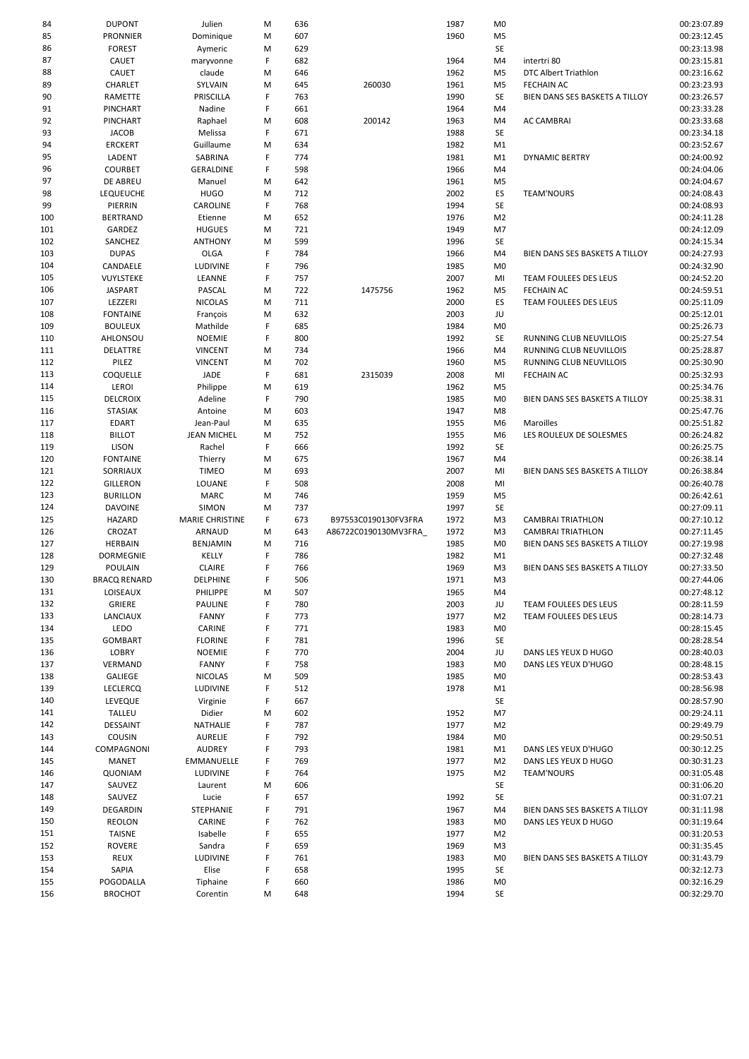| | | | | | | | | | |
|---|---|---|---|---|---|---|---|---|---|
| 84 | DUPONT | Julien | M | 636 | | 1987 | M0 | | 00:23:07.89 |
| 85 | PRONNIER | Dominique | M | 607 | | 1960 | M5 | | 00:23:12.45 |
| 86 | FOREST | Aymeric | M | 629 | | | SE | | 00:23:13.98 |
| 87 | CAUET | maryvonne | F | 682 | | 1964 | M4 | intertri 80 | 00:23:15.81 |
| 88 | CAUET | claude | M | 646 | | 1962 | M5 | DTC Albert Triathlon | 00:23:16.62 |
| 89 | CHARLET | SYLVAIN | M | 645 | 260030 | 1961 | M5 | FECHAIN AC | 00:23:23.93 |
| 90 | RAMETTE | PRISCILLA | F | 763 | | 1990 | SE | BIEN DANS SES BASKETS A TILLOY | 00:23:26.57 |
| 91 | PINCHART | Nadine | F | 661 | | 1964 | M4 | | 00:23:33.28 |
| 92 | PINCHART | Raphael | M | 608 | 200142 | 1963 | M4 | AC CAMBRAI | 00:23:33.68 |
| 93 | JACOB | Melissa | F | 671 | | 1988 | SE | | 00:23:34.18 |
| 94 | ERCKERT | Guillaume | M | 634 | | 1982 | M1 | | 00:23:52.67 |
| 95 | LADENT | SABRINA | F | 774 | | 1981 | M1 | DYNAMIC BERTRY | 00:24:00.92 |
| 96 | COURBET | GERALDINE | F | 598 | | 1966 | M4 | | 00:24:04.06 |
| 97 | DE ABREU | Manuel | M | 642 | | 1961 | M5 | | 00:24:04.67 |
| 98 | LEQUEUCHE | HUGO | M | 712 | | 2002 | ES | TEAM'NOURS | 00:24:08.43 |
| 99 | PIERRIN | CAROLINE | F | 768 | | 1994 | SE | | 00:24:08.93 |
| 100 | BERTRAND | Etienne | M | 652 | | 1976 | M2 | | 00:24:11.28 |
| 101 | GARDEZ | HUGUES | M | 721 | | 1949 | M7 | | 00:24:12.09 |
| 102 | SANCHEZ | ANTHONY | M | 599 | | 1996 | SE | | 00:24:15.34 |
| 103 | DUPAS | OLGA | F | 784 | | 1966 | M4 | BIEN DANS SES BASKETS A TILLOY | 00:24:27.93 |
| 104 | CANDAELE | LUDIVINE | F | 796 | | 1985 | M0 | | 00:24:32.90 |
| 105 | VUYLSTEKE | LEANNE | F | 757 | | 2007 | MI | TEAM FOULEES DES LEUS | 00:24:52.20 |
| 106 | JASPART | PASCAL | M | 722 | 1475756 | 1962 | M5 | FECHAIN AC | 00:24:59.51 |
| 107 | LEZZERI | NICOLAS | M | 711 | | 2000 | ES | TEAM FOULEES DES LEUS | 00:25:11.09 |
| 108 | FONTAINE | François | M | 632 | | 2003 | JU | | 00:25:12.01 |
| 109 | BOULEUX | Mathilde | F | 685 | | 1984 | M0 | | 00:25:26.73 |
| 110 | AHLONSOU | NOEMIE | F | 800 | | 1992 | SE | RUNNING CLUB NEUVILLOIS | 00:25:27.54 |
| 111 | DELATTRE | VINCENT | M | 734 | | 1966 | M4 | RUNNING CLUB NEUVILLOIS | 00:25:28.87 |
| 112 | PILEZ | VINCENT | M | 702 | | 1960 | M5 | RUNNING CLUB NEUVILLOIS | 00:25:30.90 |
| 113 | COQUELLE | JADE | F | 681 | 2315039 | 2008 | MI | FECHAIN AC | 00:25:32.93 |
| 114 | LEROI | Philippe | M | 619 | | 1962 | M5 | | 00:25:34.76 |
| 115 | DELCROIX | Adeline | F | 790 | | 1985 | M0 | BIEN DANS SES BASKETS A TILLOY | 00:25:38.31 |
| 116 | STASIAK | Antoine | M | 603 | | 1947 | M8 | | 00:25:47.76 |
| 117 | EDART | Jean-Paul | M | 635 | | 1955 | M6 | Maroilles | 00:25:51.82 |
| 118 | BILLOT | JEAN MICHEL | M | 752 | | 1955 | M6 | LES ROULEUX DE SOLESMES | 00:26:24.82 |
| 119 | LISON | Rachel | F | 666 | | 1992 | SE | | 00:26:25.75 |
| 120 | FONTAINE | Thierry | M | 675 | | 1967 | M4 | | 00:26:38.14 |
| 121 | SORRIAUX | TIMEO | M | 693 | | 2007 | MI | BIEN DANS SES BASKETS A TILLOY | 00:26:38.84 |
| 122 | GILLERON | LOUANE | F | 508 | | 2008 | MI | | 00:26:40.78 |
| 123 | BURILLON | MARC | M | 746 | | 1959 | M5 | | 00:26:42.61 |
| 124 | DAVOINE | SIMON | M | 737 | | 1997 | SE | | 00:27:09.11 |
| 125 | HAZARD | MARIE CHRISTINE | F | 673 | B97553C0190130FV3FRA | 1972 | M3 | CAMBRAI TRIATHLON | 00:27:10.12 |
| 126 | CROZAT | ARNAUD | M | 643 | A86722C0190130MV3FRA_ | 1972 | M3 | CAMBRAI TRIATHLON | 00:27:11.45 |
| 127 | HERBAIN | BENJAMIN | M | 716 | | 1985 | M0 | BIEN DANS SES BASKETS A TILLOY | 00:27:19.98 |
| 128 | DORMEGNIE | KELLY | F | 786 | | 1982 | M1 | | 00:27:32.48 |
| 129 | POULAIN | CLAIRE | F | 766 | | 1969 | M3 | BIEN DANS SES BASKETS A TILLOY | 00:27:33.50 |
| 130 | BRACQ RENARD | DELPHINE | F | 506 | | 1971 | M3 | | 00:27:44.06 |
| 131 | LOISEAUX | PHILIPPE | M | 507 | | 1965 | M4 | | 00:27:48.12 |
| 132 | GRIERE | PAULINE | F | 780 | | 2003 | JU | TEAM FOULEES DES LEUS | 00:28:11.59 |
| 133 | LANCIAUX | FANNY | F | 773 | | 1977 | M2 | TEAM FOULEES DES LEUS | 00:28:14.73 |
| 134 | LEDO | CARINE | F | 771 | | 1983 | M0 | | 00:28:15.45 |
| 135 | GOMBART | FLORINE | F | 781 | | 1996 | SE | | 00:28:28.54 |
| 136 | LOBRY | NOEMIE | F | 770 | | 2004 | JU | DANS LES YEUX D HUGO | 00:28:40.03 |
| 137 | VERMAND | FANNY | F | 758 | | 1983 | M0 | DANS LES YEUX D'HUGO | 00:28:48.15 |
| 138 | GALIEGE | NICOLAS | M | 509 | | 1985 | M0 | | 00:28:53.43 |
| 139 | LECLERCQ | LUDIVINE | F | 512 | | 1978 | M1 | | 00:28:56.98 |
| 140 | LEVEQUE | Virginie | F | 667 | | | SE | | 00:28:57.90 |
| 141 | TALLEU | Didier | M | 602 | | 1952 | M7 | | 00:29:24.11 |
| 142 | DESSAINT | NATHALIE | F | 787 | | 1977 | M2 | | 00:29:49.79 |
| 143 | COUSIN | AURELIE | F | 792 | | 1984 | M0 | | 00:29:50.51 |
| 144 | COMPAGNONI | AUDREY | F | 793 | | 1981 | M1 | DANS LES YEUX D'HUGO | 00:30:12.25 |
| 145 | MANET | EMMANUELLE | F | 769 | | 1977 | M2 | DANS LES YEUX D HUGO | 00:30:31.23 |
| 146 | QUONIAM | LUDIVINE | F | 764 | | 1975 | M2 | TEAM'NOURS | 00:31:05.48 |
| 147 | SAUVEZ | Laurent | M | 606 | | | SE | | 00:31:06.20 |
| 148 | SAUVEZ | Lucie | F | 657 | | 1992 | SE | | 00:31:07.21 |
| 149 | DEGARDIN | STEPHANIE | F | 791 | | 1967 | M4 | BIEN DANS SES BASKETS A TILLOY | 00:31:11.98 |
| 150 | REOLON | CARINE | F | 762 | | 1983 | M0 | DANS LES YEUX D HUGO | 00:31:19.64 |
| 151 | TAISNE | Isabelle | F | 655 | | 1977 | M2 | | 00:31:20.53 |
| 152 | ROVERE | Sandra | F | 659 | | 1969 | M3 | | 00:31:35.45 |
| 153 | REUX | LUDIVINE | F | 761 | | 1983 | M0 | BIEN DANS SES BASKETS A TILLOY | 00:31:43.79 |
| 154 | SAPIA | Elise | F | 658 | | 1995 | SE | | 00:32:12.73 |
| 155 | POGODALLA | Tiphaine | F | 660 | | 1986 | M0 | | 00:32:16.29 |
| 156 | BROCHOT | Corentin | M | 648 | | 1994 | SE | | 00:32:29.70 |